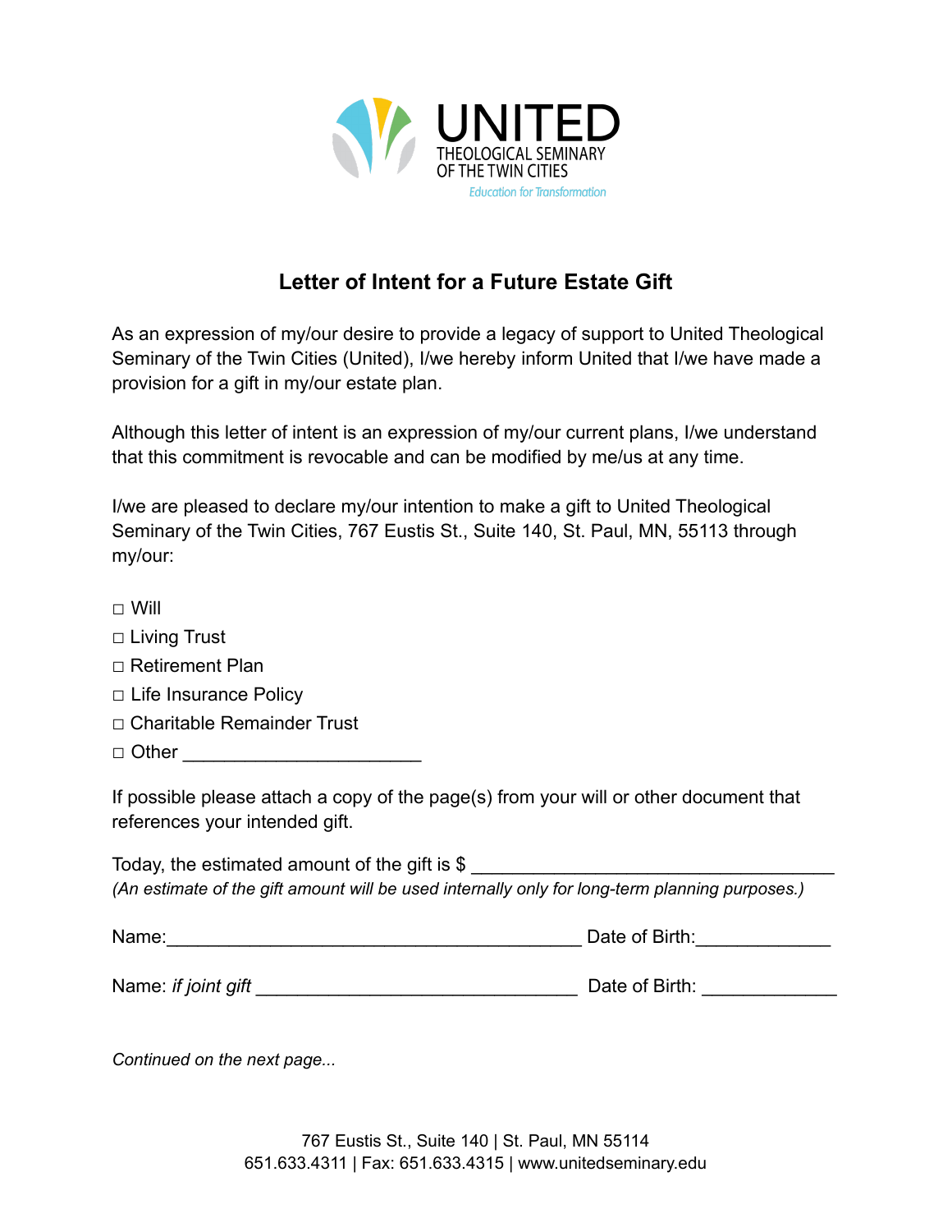UNITED
THEOLOGICAL SEMINARY
OF THE TWIN CITIES
*Education for Transformation*

# Letter of Intent for a Future Estate Gift

As an expression of my/our desire to provide a legacy of support to United Theological Seminary of the Twin Cities (United), I/we hereby inform United that I/we have made a provision for a gift in my/our estate plan.

Although this letter of intent is an expression of my/our current plans, I/we understand that this commitment is revocable and can be modified by me/us at any time.

I/we are pleased to declare my/our intention to make a gift to United Theological Seminary of the Twin Cities, 767 Eustis St., Suite 140, St. Paul, MN, 55113 through my/our:

□ Will
□ Living Trust
□ Retirement Plan
□ Life Insurance Policy
□ Charitable Remainder Trust
□ Other ______________________

If possible please attach a copy of the page(s) from your will or other document that references your intended gift.

Today, the estimated amount of the gift is $ ________________________________
*(An estimate of the gift amount will be used internally only for long-term planning purposes.)*

Name:_______________________________________ Date of Birth:____________

Name: *if joint gift* ______________________________ Date of Birth: ____________

*Continued on the next page...*

767 Eustis St., Suite 140 | St. Paul, MN 55114
651.633.4311 | Fax: 651.633.4315 | www.unitedseminary.edu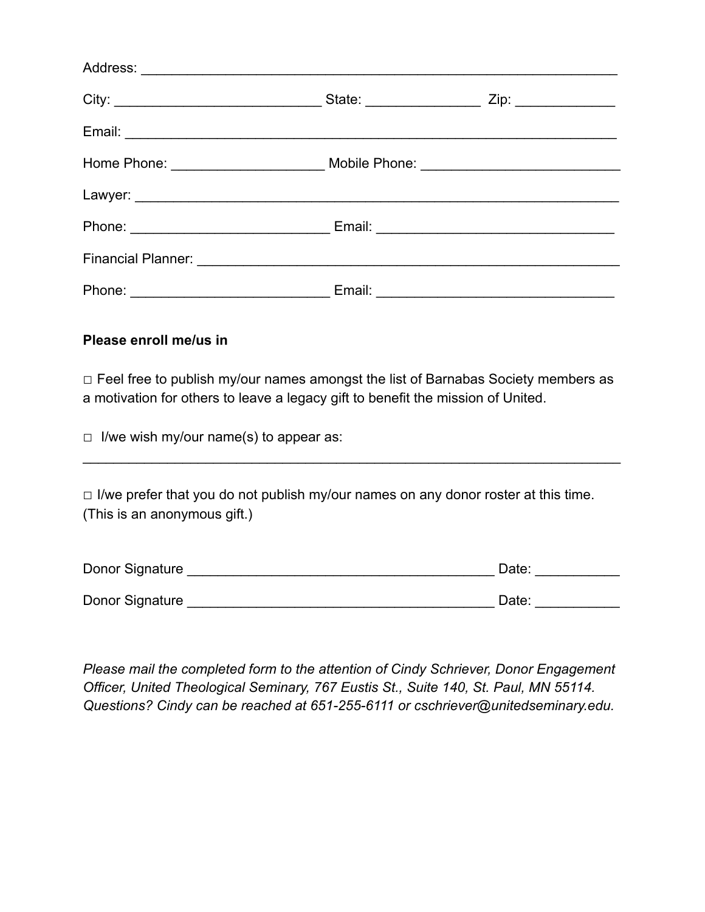Address: ______________________________________________________________

City: ___________________________ State: _______________ Zip: _____________

Email: ________________________________________________________________

Home Phone: ____________________ Mobile Phone: __________________________

Lawyer: _______________________________________________________________

Phone: __________________________ Email: _______________________________

Financial Planner: ________________________________________________________

Phone: __________________________ Email: _______________________________

**Please enroll me/us in**

□ Feel free to publish my/our names amongst the list of Barnabas Society members as a motivation for others to leave a legacy gift to benefit the mission of United.

□ I/we wish my/our name(s) to appear as:

_________________________________________________________________________

□ I/we prefer that you do not publish my/our names on any donor roster at this time. (This is an anonymous gift.)

Donor Signature _________________________________________ Date: ___________

Donor Signature _________________________________________ Date: ___________

*Please mail the completed form to the attention of Cindy Schriever, Donor Engagement Officer, United Theological Seminary, 767 Eustis St., Suite 140, St. Paul, MN 55114. Questions? Cindy can be reached at 651-255-6111 or cschriever@unitedseminary.edu.*